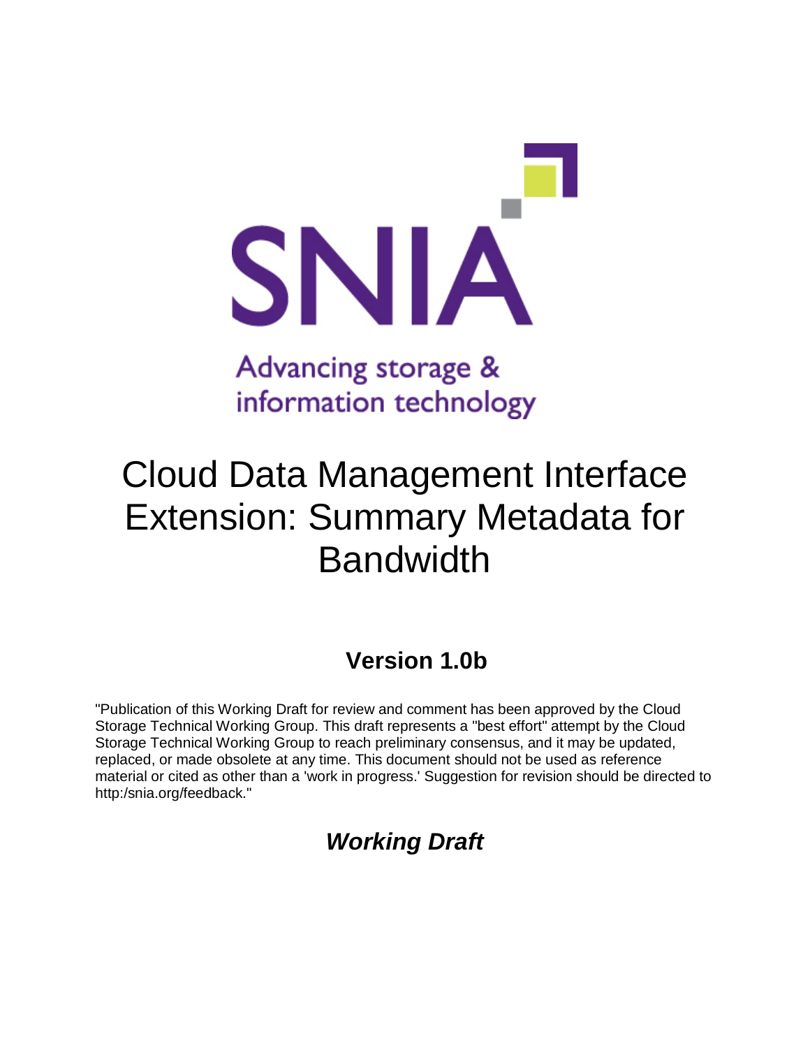SNIA

Advancing storage & information technology

# Cloud Data Management Interface Extension: Summary Metadata for Bandwidth

## Version 1.0b

"Publication of this Working Draft for review and comment has been approved by the Cloud Storage Technical Working Group. This draft represents a "best effort" attempt by the Cloud Storage Technical Working Group to reach preliminary consensus, and it may be updated, replaced, or made obsolete at any time. This document should not be used as reference material or cited as other than a 'work in progress.' Suggestion for revision should be directed to http:/snia.org/feedback."

## ***Working Draft***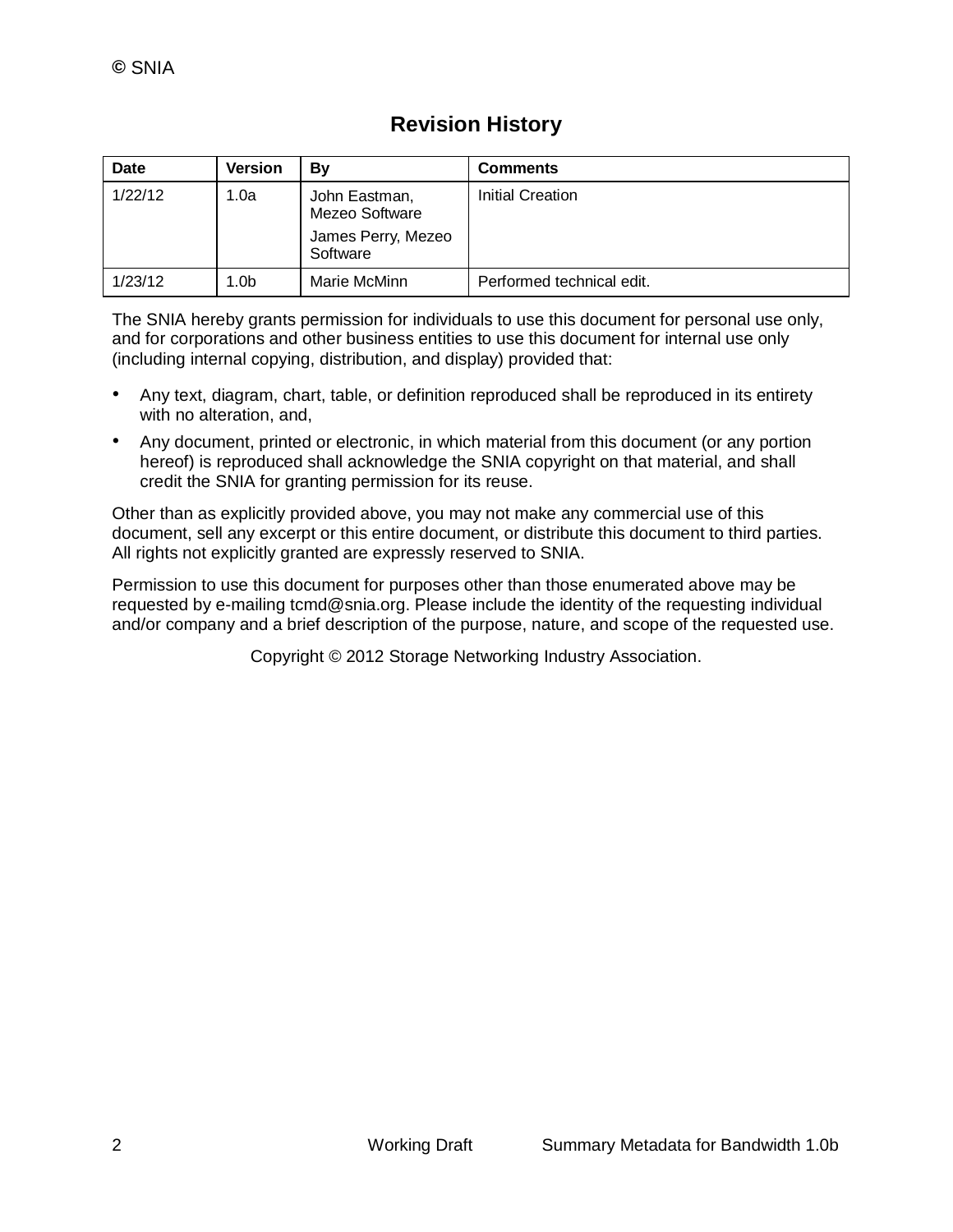## Revision History

| Date | Version | By | Comments |
|---|---|---|---|
| 1/22/12 | 1.0a | John Eastman, Mezeo Software<br>James Perry, Mezeo Software | Initial Creation |
| 1/23/12 | 1.0b | Marie McMinn | Performed technical edit. |

The SNIA hereby grants permission for individuals to use this document for personal use only, and for corporations and other business entities to use this document for internal use only (including internal copying, distribution, and display) provided that:

- Any text, diagram, chart, table, or definition reproduced shall be reproduced in its entirety with no alteration, and,
- Any document, printed or electronic, in which material from this document (or any portion hereof) is reproduced shall acknowledge the SNIA copyright on that material, and shall credit the SNIA for granting permission for its reuse.

Other than as explicitly provided above, you may not make any commercial use of this document, sell any excerpt or this entire document, or distribute this document to third parties. All rights not explicitly granted are expressly reserved to SNIA.

Permission to use this document for purposes other than those enumerated above may be requested by e-mailing tcmd@snia.org. Please include the identity of the requesting individual and/or company and a brief description of the purpose, nature, and scope of the requested use.

Copyright © 2012 Storage Networking Industry Association.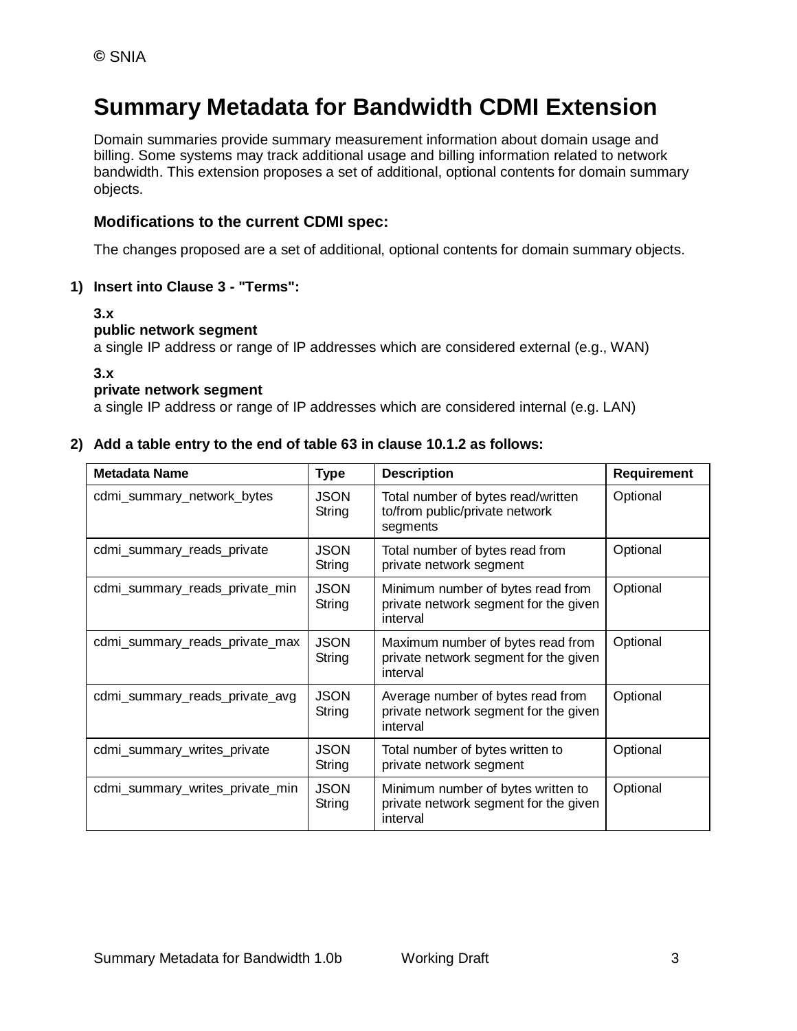# Summary Metadata for Bandwidth CDMI Extension

Domain summaries provide summary measurement information about domain usage and billing. Some systems may track additional usage and billing information related to network bandwidth. This extension proposes a set of additional, optional contents for domain summary objects.

### Modifications to the current CDMI spec:

The changes proposed are a set of additional, optional contents for domain summary objects.

**1) Insert into Clause 3 - "Terms":**

**3.x**
**public network segment**
a single IP address or range of IP addresses which are considered external (e.g., WAN)

**3.x**
**private network segment**
a single IP address or range of IP addresses which are considered internal (e.g. LAN)

**2) Add a table entry to the end of table 63 in clause 10.1.2 as follows:**

| Metadata Name | Type | Description | Requirement |
|---|---|---|---|
| cdmi_summary_network_bytes | JSON String | Total number of bytes read/written to/from public/private network segments | Optional |
| cdmi_summary_reads_private | JSON String | Total number of bytes read from private network segment | Optional |
| cdmi_summary_reads_private_min | JSON String | Minimum number of bytes read from private network segment for the given interval | Optional |
| cdmi_summary_reads_private_max | JSON String | Maximum number of bytes read from private network segment for the given interval | Optional |
| cdmi_summary_reads_private_avg | JSON String | Average number of bytes read from private network segment for the given interval | Optional |
| cdmi_summary_writes_private | JSON String | Total number of bytes written to private network segment | Optional |
| cdmi_summary_writes_private_min | JSON String | Minimum number of bytes written to private network segment for the given interval | Optional |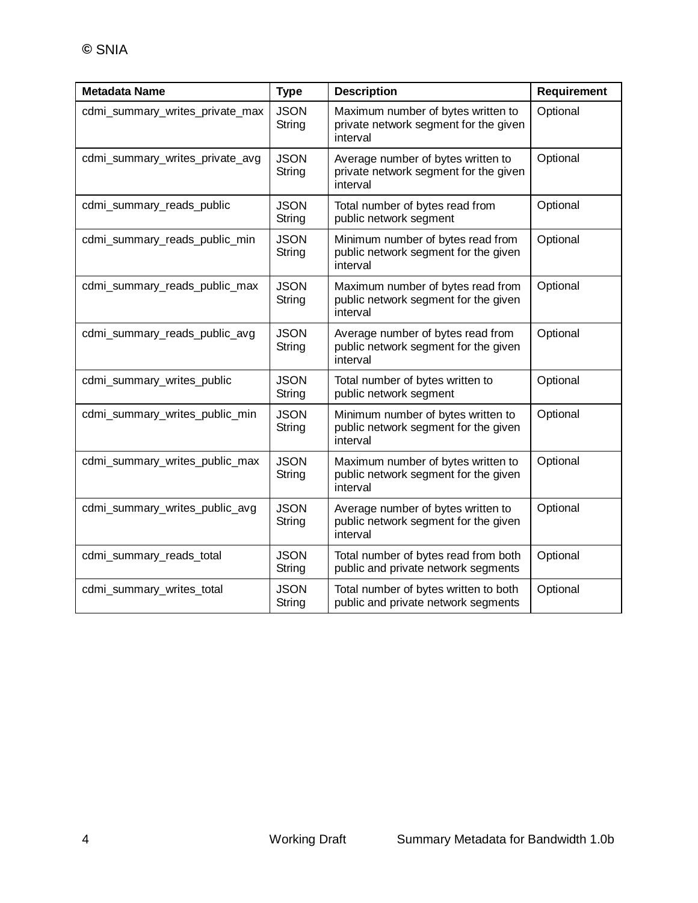| Metadata Name | Type | Description | Requirement |
|---|---|---|---|
| cdmi_summary_writes_private_max | JSON String | Maximum number of bytes written to private network segment for the given interval | Optional |
| cdmi_summary_writes_private_avg | JSON String | Average number of bytes written to private network segment for the given interval | Optional |
| cdmi_summary_reads_public | JSON String | Total number of bytes read from public network segment | Optional |
| cdmi_summary_reads_public_min | JSON String | Minimum number of bytes read from public network segment for the given interval | Optional |
| cdmi_summary_reads_public_max | JSON String | Maximum number of bytes read from public network segment for the given interval | Optional |
| cdmi_summary_reads_public_avg | JSON String | Average number of bytes read from public network segment for the given interval | Optional |
| cdmi_summary_writes_public | JSON String | Total number of bytes written to public network segment | Optional |
| cdmi_summary_writes_public_min | JSON String | Minimum number of bytes written to public network segment for the given interval | Optional |
| cdmi_summary_writes_public_max | JSON String | Maximum number of bytes written to public network segment for the given interval | Optional |
| cdmi_summary_writes_public_avg | JSON String | Average number of bytes written to public network segment for the given interval | Optional |
| cdmi_summary_reads_total | JSON String | Total number of bytes read from both public and private network segments | Optional |
| cdmi_summary_writes_total | JSON String | Total number of bytes written to both public and private network segments | Optional |